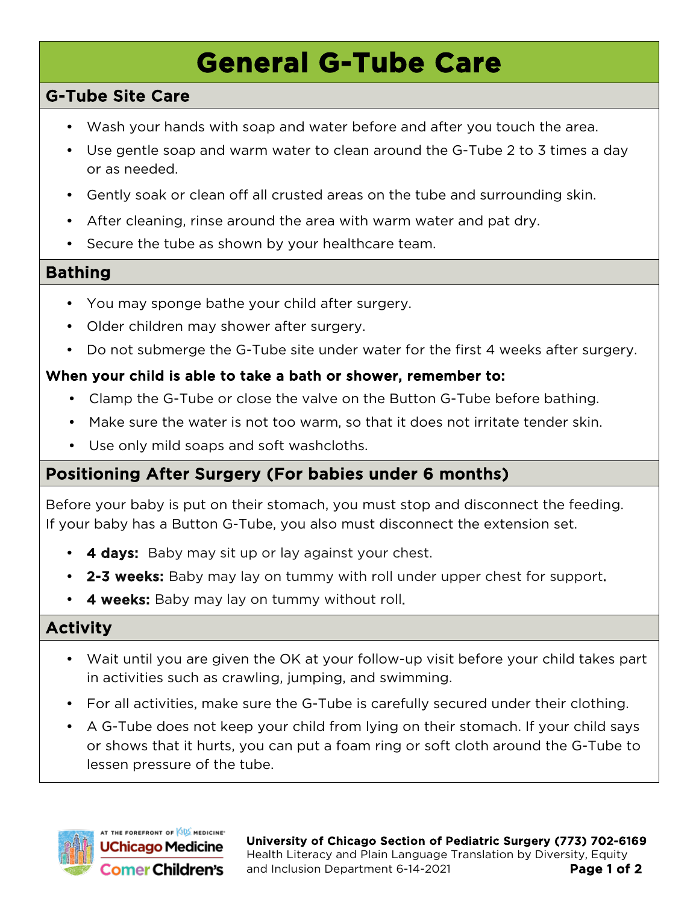# General G-Tube Care

## G-Tube Site Care

- Wash your hands with soap and water before and after you touch the area.
- Use gentle soap and warm water to clean around the G-Tube 2 to 3 times a day or as needed.
- Gently soak or clean off all crusted areas on the tube and surrounding skin.
- After cleaning, rinse around the area with warm water and pat dry.
- Secure the tube as shown by your healthcare team.

## Bathing

- You may sponge bathe your child after surgery.
- Older children may shower after surgery.
- Do not submerge the G-Tube site under water for the first 4 weeks after surgery.

**When your child is able to take a bath or shower, remember to:**

- Clamp the G-Tube or close the valve on the Button G-Tube before bathing.
- Make sure the water is not too warm, so that it does not irritate tender skin.
- Use only mild soaps and soft washcloths.

## Positioning After Surgery (For babies under 6 months)

Before your baby is put on their stomach, you must stop and disconnect the feeding. If your baby has a Button G-Tube, you also must disconnect the extension set.

- **4 days:** Baby may sit up or lay against your chest.
- **2-3 weeks:** Baby may lay on tummy with roll under upper chest for support.
- **4 weeks:** Baby may lay on tummy without roll.

## Activity

- Wait until you are given the OK at your follow-up visit before your child takes part in activities such as crawling, jumping, and swimming.
- For all activities, make sure the G-Tube is carefully secured under their clothing.
- A G-Tube does not keep your child from lying on their stomach. If your child says or shows that it hurts, you can put a foam ring or soft cloth around the G-Tube to lessen pressure of the tube.

**University of Chicago Section of Pediatric Surgery (773) 702-6169**
Health Literacy and Plain Language Translation by Diversity, Equity and Inclusion Department 6-14-2021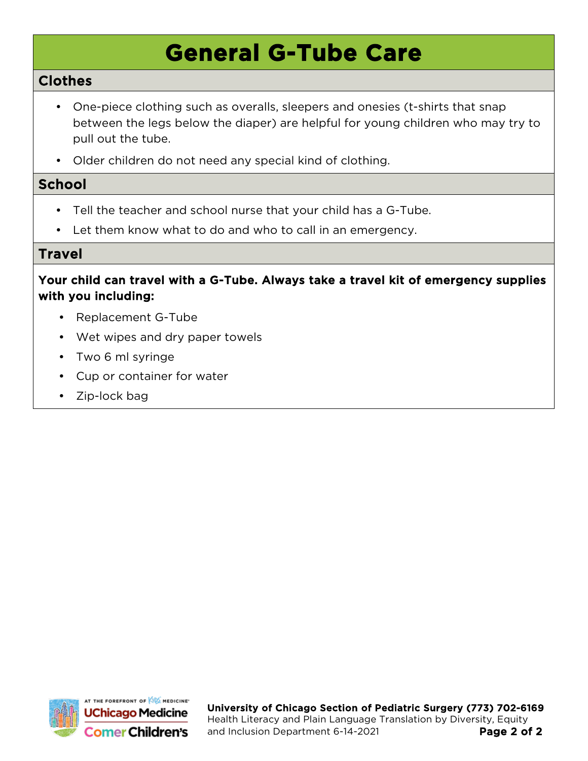# General G-Tube Care

## Clothes

- One-piece clothing such as overalls, sleepers and onesies (t-shirts that snap between the legs below the diaper) are helpful for young children who may try to pull out the tube.
- Older children do not need any special kind of clothing.

## School

- Tell the teacher and school nurse that your child has a G-Tube.
- Let them know what to do and who to call in an emergency.

## Travel

**Your child can travel with a G-Tube. Always take a travel kit of emergency supplies with you including:**

- Replacement G-Tube
- Wet wipes and dry paper towels
- Two 6 ml syringe
- Cup or container for water
- Zip-lock bag

**University of Chicago Section of Pediatric Surgery (773) 702-6169**
Health Literacy and Plain Language Translation by Diversity, Equity and Inclusion Department 6-14-2021